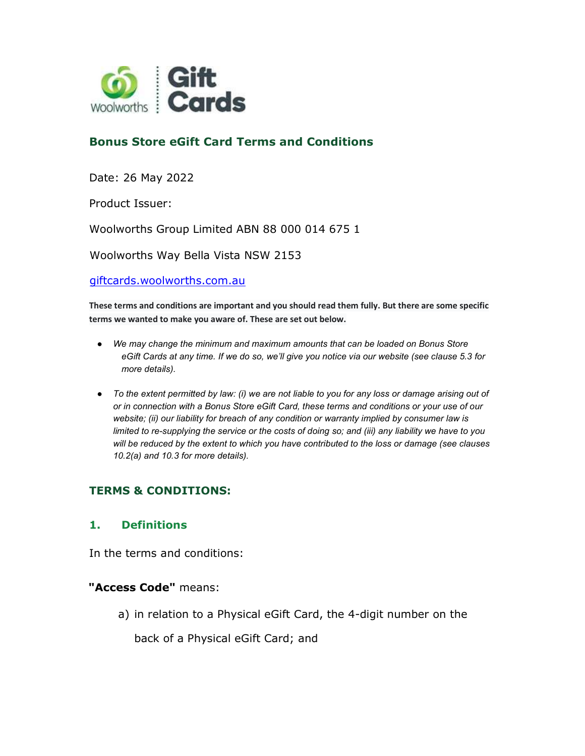Woolworths | Gift Cards

## Bonus Store eGift Card Terms and Conditions

Date: 26 May 2022

Product Issuer:

Woolworths Group Limited ABN 88 000 014 675 1

Woolworths Way Bella Vista NSW 2153

[giftcards.woolworths.com.au](giftcards.woolworths.com.au)

**These terms and conditions are important and you should read them fully. But there are some specific terms we wanted to make you aware of. These are set out below.**

- *We may change the minimum and maximum amounts that can be loaded on Bonus Store eGift Cards at any time. If we do so, we'll give you notice via our website (see clause 5.3 for more details).*
- *To the extent permitted by law: (i) we are not liable to you for any loss or damage arising out of or in connection with a Bonus Store eGift Card, these terms and conditions or your use of our website; (ii) our liability for breach of any condition or warranty implied by consumer law is limited to re-supplying the service or the costs of doing so; and (iii) any liability we have to you will be reduced by the extent to which you have contributed to the loss or damage (see clauses 10.2(a) and 10.3 for more details).*

## TERMS & CONDITIONS:

### 1. Definitions

In the terms and conditions:

**"Access Code"** means:

a) in relation to a Physical eGift Card, the 4-digit number on the back of a Physical eGift Card; and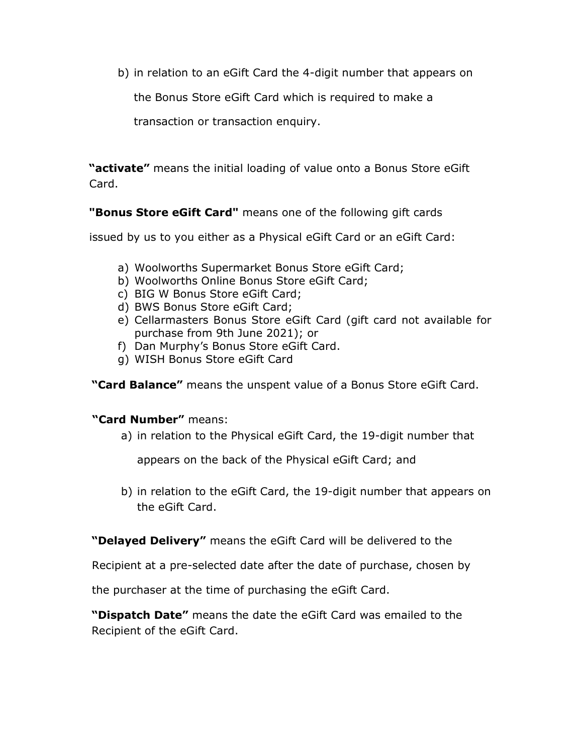b) in relation to an eGift Card the 4-digit number that appears on the Bonus Store eGift Card which is required to make a transaction or transaction enquiry.

**"activate"** means the initial loading of value onto a Bonus Store eGift Card.

**"Bonus Store eGift Card"** means one of the following gift cards issued by us to you either as a Physical eGift Card or an eGift Card:

a) Woolworths Supermarket Bonus Store eGift Card;
b) Woolworths Online Bonus Store eGift Card;
c) BIG W Bonus Store eGift Card;
d) BWS Bonus Store eGift Card;
e) Cellarmasters Bonus Store eGift Card (gift card not available for purchase from 9th June 2021); or
f) Dan Murphy's Bonus Store eGift Card.
g) WISH Bonus Store eGift Card

**"Card Balance"** means the unspent value of a Bonus Store eGift Card.

**"Card Number"** means:

a) in relation to the Physical eGift Card, the 19-digit number that appears on the back of the Physical eGift Card; and

b) in relation to the eGift Card, the 19-digit number that appears on the eGift Card.

**"Delayed Delivery"** means the eGift Card will be delivered to the Recipient at a pre-selected date after the date of purchase, chosen by the purchaser at the time of purchasing the eGift Card.

**"Dispatch Date"** means the date the eGift Card was emailed to the Recipient of the eGift Card.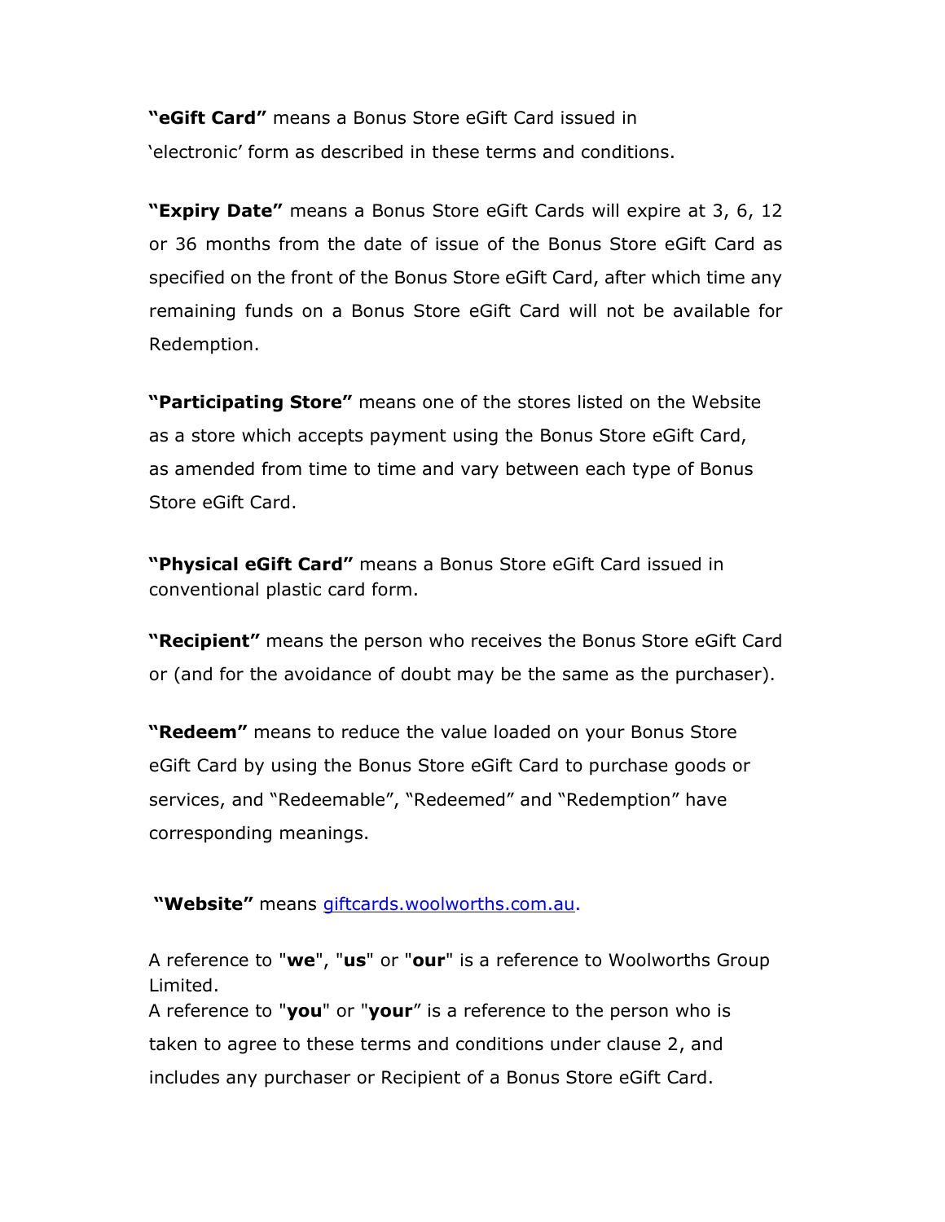**"eGift Card"** means a Bonus Store eGift Card issued in 'electronic' form as described in these terms and conditions.

**"Expiry Date"** means a Bonus Store eGift Cards will expire at 3, 6, 12 or 36 months from the date of issue of the Bonus Store eGift Card as specified on the front of the Bonus Store eGift Card, after which time any remaining funds on a Bonus Store eGift Card will not be available for Redemption.

**"Participating Store"** means one of the stores listed on the Website as a store which accepts payment using the Bonus Store eGift Card, as amended from time to time and vary between each type of Bonus Store eGift Card.

**"Physical eGift Card"** means a Bonus Store eGift Card issued in conventional plastic card form.

**"Recipient"** means the person who receives the Bonus Store eGift Card or (and for the avoidance of doubt may be the same as the purchaser).

**"Redeem"** means to reduce the value loaded on your Bonus Store eGift Card by using the Bonus Store eGift Card to purchase goods or services, and "Redeemable", "Redeemed" and "Redemption" have corresponding meanings.

**"Website"** means [giftcards.woolworths.com.au.](giftcards.woolworths.com.au)

A reference to "**we**", "**us**" or "**our**" is a reference to Woolworths Group Limited.

A reference to "**you**" or "**your**" is a reference to the person who is taken to agree to these terms and conditions under clause 2, and includes any purchaser or Recipient of a Bonus Store eGift Card.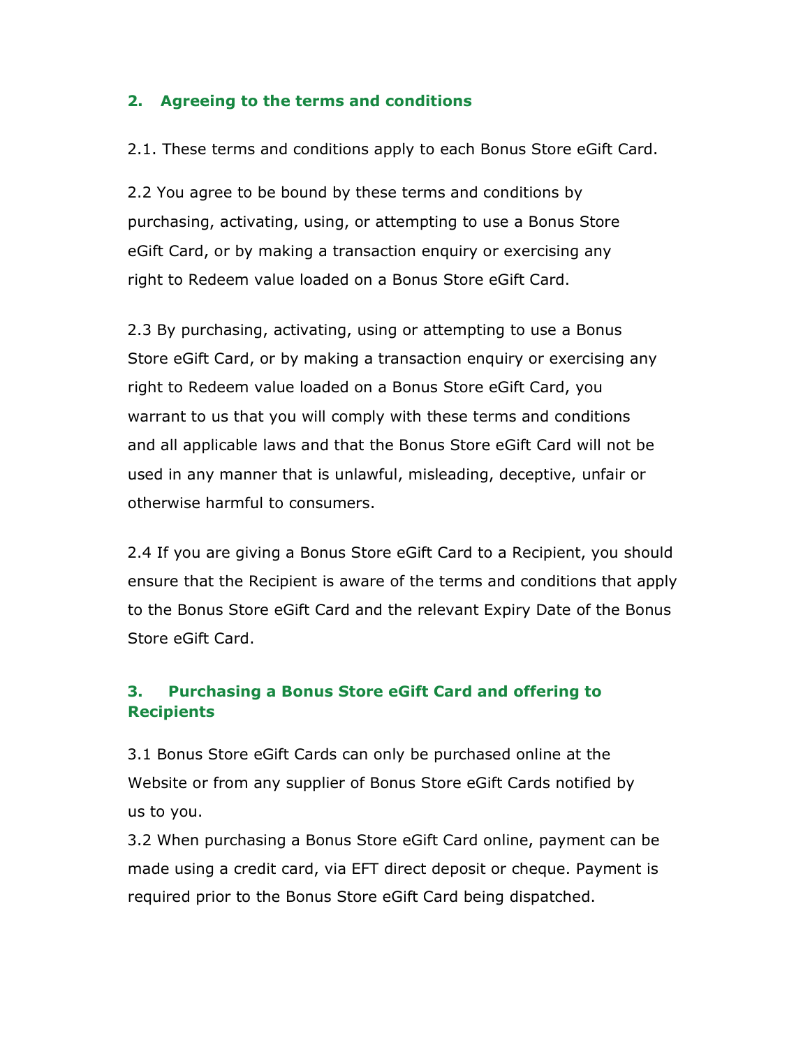## 2. Agreeing to the terms and conditions

2.1. These terms and conditions apply to each Bonus Store eGift Card.

2.2 You agree to be bound by these terms and conditions by purchasing, activating, using, or attempting to use a Bonus Store eGift Card, or by making a transaction enquiry or exercising any right to Redeem value loaded on a Bonus Store eGift Card.

2.3 By purchasing, activating, using or attempting to use a Bonus Store eGift Card, or by making a transaction enquiry or exercising any right to Redeem value loaded on a Bonus Store eGift Card, you warrant to us that you will comply with these terms and conditions and all applicable laws and that the Bonus Store eGift Card will not be used in any manner that is unlawful, misleading, deceptive, unfair or otherwise harmful to consumers.

2.4 If you are giving a Bonus Store eGift Card to a Recipient, you should ensure that the Recipient is aware of the terms and conditions that apply to the Bonus Store eGift Card and the relevant Expiry Date of the Bonus Store eGift Card.

## 3. Purchasing a Bonus Store eGift Card and offering to Recipients

3.1 Bonus Store eGift Cards can only be purchased online at the Website or from any supplier of Bonus Store eGift Cards notified by us to you.

3.2 When purchasing a Bonus Store eGift Card online, payment can be made using a credit card, via EFT direct deposit or cheque. Payment is required prior to the Bonus Store eGift Card being dispatched.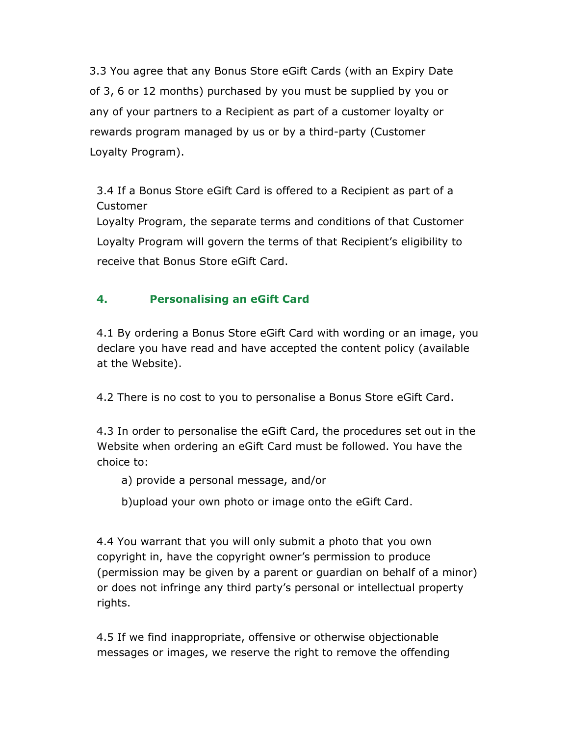3.3 You agree that any Bonus Store eGift Cards (with an Expiry Date of 3, 6 or 12 months) purchased by you must be supplied by you or any of your partners to a Recipient as part of a customer loyalty or rewards program managed by us or by a third-party (Customer Loyalty Program).

3.4 If a Bonus Store eGift Card is offered to a Recipient as part of a Customer Loyalty Program, the separate terms and conditions of that Customer Loyalty Program will govern the terms of that Recipient's eligibility to receive that Bonus Store eGift Card.

## 4. Personalising an eGift Card

4.1 By ordering a Bonus Store eGift Card with wording or an image, you declare you have read and have accepted the content policy (available at the Website).

4.2 There is no cost to you to personalise a Bonus Store eGift Card.

4.3 In order to personalise the eGift Card, the procedures set out in the Website when ordering an eGift Card must be followed. You have the choice to:

a) provide a personal message, and/or

b)upload your own photo or image onto the eGift Card.

4.4 You warrant that you will only submit a photo that you own copyright in, have the copyright owner's permission to produce (permission may be given by a parent or guardian on behalf of a minor) or does not infringe any third party's personal or intellectual property rights.

4.5 If we find inappropriate, offensive or otherwise objectionable messages or images, we reserve the right to remove the offending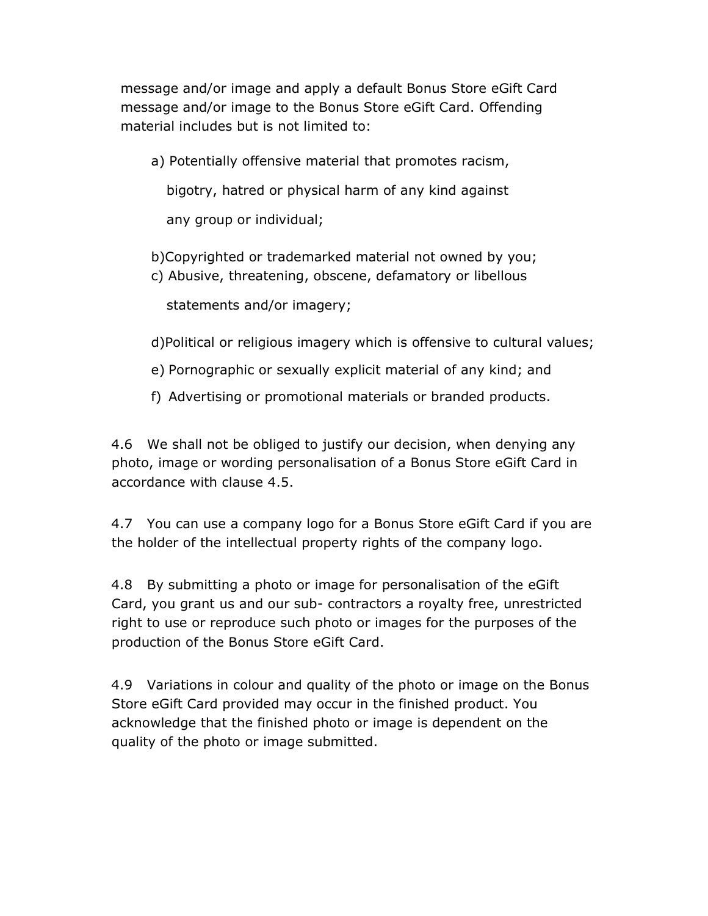message and/or image and apply a default Bonus Store eGift Card message and/or image to the Bonus Store eGift Card. Offending material includes but is not limited to:

a) Potentially offensive material that promotes racism, bigotry, hatred or physical harm of any kind against any group or individual;

b) Copyrighted or trademarked material not owned by you;

c) Abusive, threatening, obscene, defamatory or libellous statements and/or imagery;

d) Political or religious imagery which is offensive to cultural values;

e) Pornographic or sexually explicit material of any kind; and

f) Advertising or promotional materials or branded products.

4.6 We shall not be obliged to justify our decision, when denying any photo, image or wording personalisation of a Bonus Store eGift Card in accordance with clause 4.5.

4.7 You can use a company logo for a Bonus Store eGift Card if you are the holder of the intellectual property rights of the company logo.

4.8 By submitting a photo or image for personalisation of the eGift Card, you grant us and our sub- contractors a royalty free, unrestricted right to use or reproduce such photo or images for the purposes of the production of the Bonus Store eGift Card.

4.9 Variations in colour and quality of the photo or image on the Bonus Store eGift Card provided may occur in the finished product. You acknowledge that the finished photo or image is dependent on the quality of the photo or image submitted.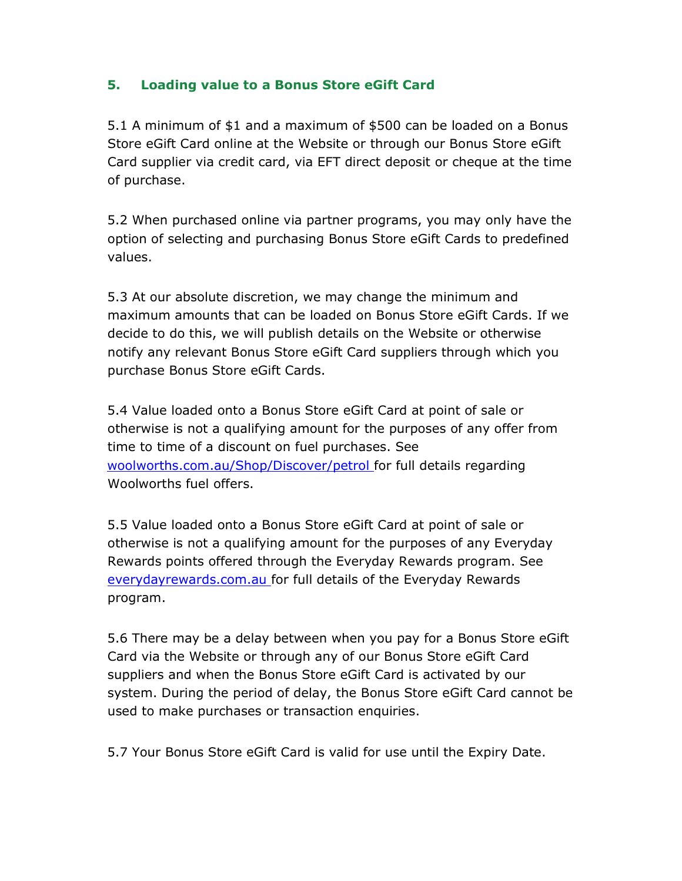## 5. Loading value to a Bonus Store eGift Card

5.1 A minimum of $1 and a maximum of $500 can be loaded on a Bonus Store eGift Card online at the Website or through our Bonus Store eGift Card supplier via credit card, via EFT direct deposit or cheque at the time of purchase.

5.2 When purchased online via partner programs, you may only have the option of selecting and purchasing Bonus Store eGift Cards to predefined values.

5.3 At our absolute discretion, we may change the minimum and maximum amounts that can be loaded on Bonus Store eGift Cards. If we decide to do this, we will publish details on the Website or otherwise notify any relevant Bonus Store eGift Card suppliers through which you purchase Bonus Store eGift Cards.

5.4 Value loaded onto a Bonus Store eGift Card at point of sale or otherwise is not a qualifying amount for the purposes of any offer from time to time of a discount on fuel purchases. See woolworths.com.au/Shop/Discover/petrol for full details regarding Woolworths fuel offers.

5.5 Value loaded onto a Bonus Store eGift Card at point of sale or otherwise is not a qualifying amount for the purposes of any Everyday Rewards points offered through the Everyday Rewards program. See everydayrewards.com.au for full details of the Everyday Rewards program.

5.6 There may be a delay between when you pay for a Bonus Store eGift Card via the Website or through any of our Bonus Store eGift Card suppliers and when the Bonus Store eGift Card is activated by our system. During the period of delay, the Bonus Store eGift Card cannot be used to make purchases or transaction enquiries.

5.7 Your Bonus Store eGift Card is valid for use until the Expiry Date.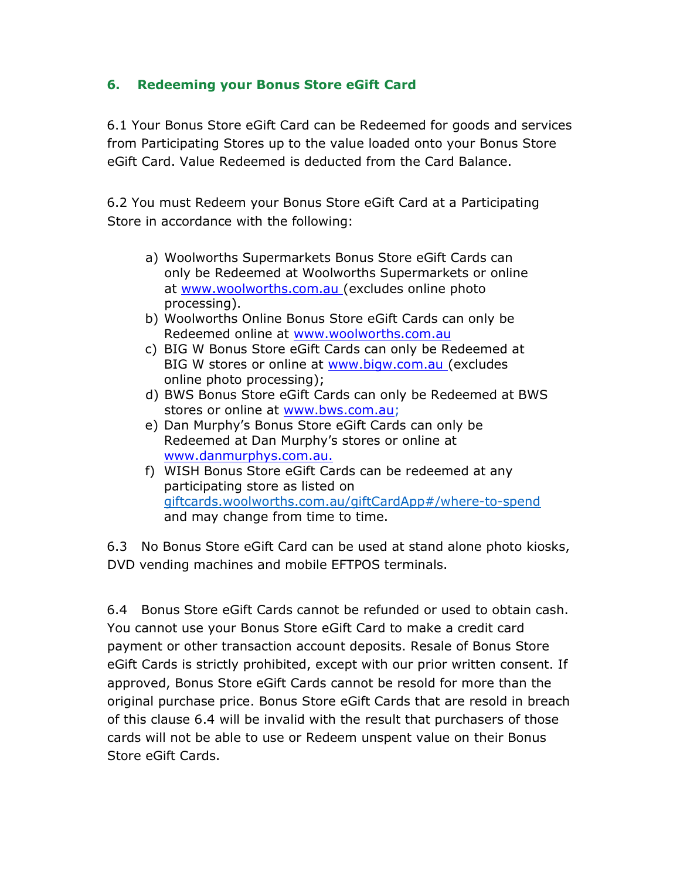## 6. Redeeming your Bonus Store eGift Card

6.1 Your Bonus Store eGift Card can be Redeemed for goods and services from Participating Stores up to the value loaded onto your Bonus Store eGift Card. Value Redeemed is deducted from the Card Balance.

6.2 You must Redeem your Bonus Store eGift Card at a Participating Store in accordance with the following:

a) Woolworths Supermarkets Bonus Store eGift Cards can only be Redeemed at Woolworths Supermarkets or online at www.woolworths.com.au (excludes online photo processing).
b) Woolworths Online Bonus Store eGift Cards can only be Redeemed online at www.woolworths.com.au
c) BIG W Bonus Store eGift Cards can only be Redeemed at BIG W stores or online at www.bigw.com.au (excludes online photo processing);
d) BWS Bonus Store eGift Cards can only be Redeemed at BWS stores or online at www.bws.com.au;
e) Dan Murphy's Bonus Store eGift Cards can only be Redeemed at Dan Murphy's stores or online at www.danmurphys.com.au.
f) WISH Bonus Store eGift Cards can be redeemed at any participating store as listed on giftcards.woolworths.com.au/giftCardApp#/where-to-spend and may change from time to time.

6.3 No Bonus Store eGift Card can be used at stand alone photo kiosks, DVD vending machines and mobile EFTPOS terminals.

6.4 Bonus Store eGift Cards cannot be refunded or used to obtain cash. You cannot use your Bonus Store eGift Card to make a credit card payment or other transaction account deposits. Resale of Bonus Store eGift Cards is strictly prohibited, except with our prior written consent. If approved, Bonus Store eGift Cards cannot be resold for more than the original purchase price. Bonus Store eGift Cards that are resold in breach of this clause 6.4 will be invalid with the result that purchasers of those cards will not be able to use or Redeem unspent value on their Bonus Store eGift Cards.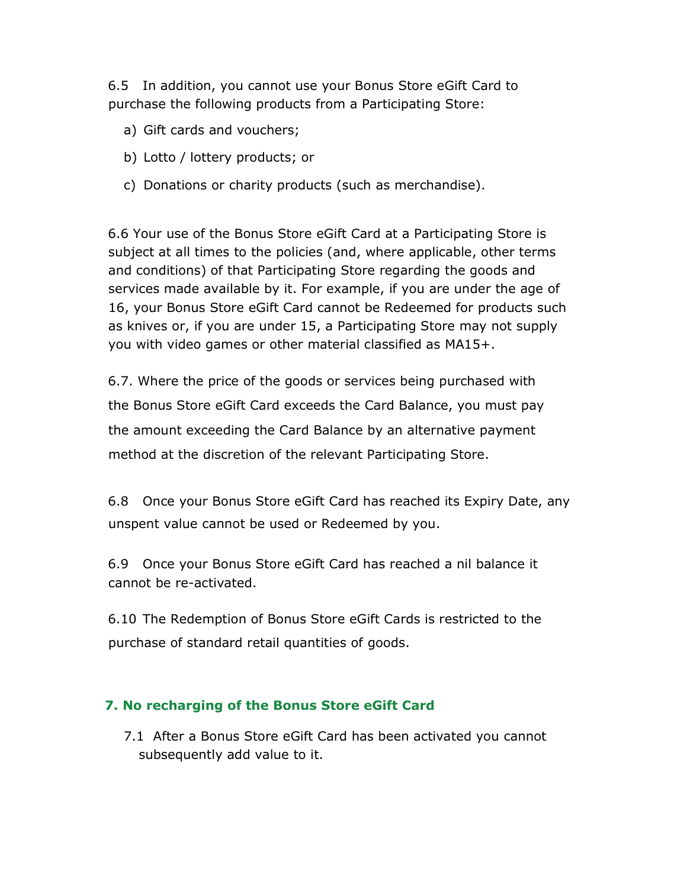6.5 In addition, you cannot use your Bonus Store eGift Card to purchase the following products from a Participating Store:

a) Gift cards and vouchers;

b) Lotto / lottery products; or

c) Donations or charity products (such as merchandise).

6.6 Your use of the Bonus Store eGift Card at a Participating Store is subject at all times to the policies (and, where applicable, other terms and conditions) of that Participating Store regarding the goods and services made available by it. For example, if you are under the age of 16, your Bonus Store eGift Card cannot be Redeemed for products such as knives or, if you are under 15, a Participating Store may not supply you with video games or other material classified as MA15+.

6.7. Where the price of the goods or services being purchased with the Bonus Store eGift Card exceeds the Card Balance, you must pay the amount exceeding the Card Balance by an alternative payment method at the discretion of the relevant Participating Store.

6.8 Once your Bonus Store eGift Card has reached its Expiry Date, any unspent value cannot be used or Redeemed by you.

6.9 Once your Bonus Store eGift Card has reached a nil balance it cannot be re-activated.

6.10 The Redemption of Bonus Store eGift Cards is restricted to the purchase of standard retail quantities of goods.

## 7. No recharging of the Bonus Store eGift Card

7.1 After a Bonus Store eGift Card has been activated you cannot subsequently add value to it.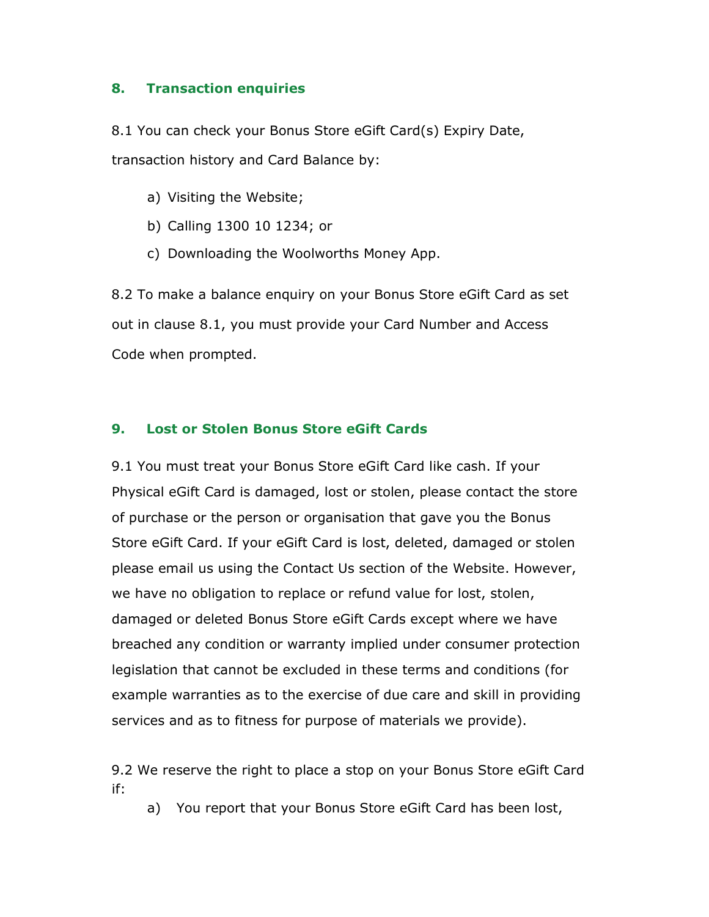## 8. Transaction enquiries

8.1 You can check your Bonus Store eGift Card(s) Expiry Date, transaction history and Card Balance by:

a) Visiting the Website;

b) Calling 1300 10 1234; or

c) Downloading the Woolworths Money App.

8.2 To make a balance enquiry on your Bonus Store eGift Card as set out in clause 8.1, you must provide your Card Number and Access Code when prompted.

## 9. Lost or Stolen Bonus Store eGift Cards

9.1 You must treat your Bonus Store eGift Card like cash. If your Physical eGift Card is damaged, lost or stolen, please contact the store of purchase or the person or organisation that gave you the Bonus Store eGift Card. If your eGift Card is lost, deleted, damaged or stolen please email us using the Contact Us section of the Website. However, we have no obligation to replace or refund value for lost, stolen, damaged or deleted Bonus Store eGift Cards except where we have breached any condition or warranty implied under consumer protection legislation that cannot be excluded in these terms and conditions (for example warranties as to the exercise of due care and skill in providing services and as to fitness for purpose of materials we provide).

9.2 We reserve the right to place a stop on your Bonus Store eGift Card if:

a) You report that your Bonus Store eGift Card has been lost,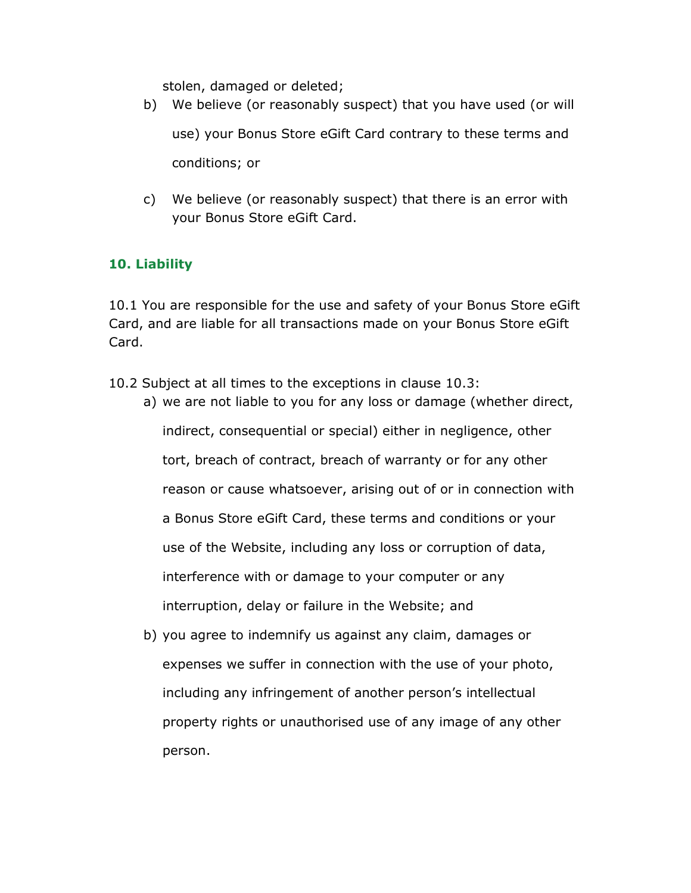stolen, damaged or deleted;

b) We believe (or reasonably suspect) that you have used (or will use) your Bonus Store eGift Card contrary to these terms and conditions; or

c) We believe (or reasonably suspect) that there is an error with your Bonus Store eGift Card.

## 10. Liability

10.1 You are responsible for the use and safety of your Bonus Store eGift Card, and are liable for all transactions made on your Bonus Store eGift Card.

10.2 Subject at all times to the exceptions in clause 10.3:

a) we are not liable to you for any loss or damage (whether direct, indirect, consequential or special) either in negligence, other tort, breach of contract, breach of warranty or for any other reason or cause whatsoever, arising out of or in connection with a Bonus Store eGift Card, these terms and conditions or your use of the Website, including any loss or corruption of data, interference with or damage to your computer or any interruption, delay or failure in the Website; and

b) you agree to indemnify us against any claim, damages or expenses we suffer in connection with the use of your photo, including any infringement of another person's intellectual property rights or unauthorised use of any image of any other person.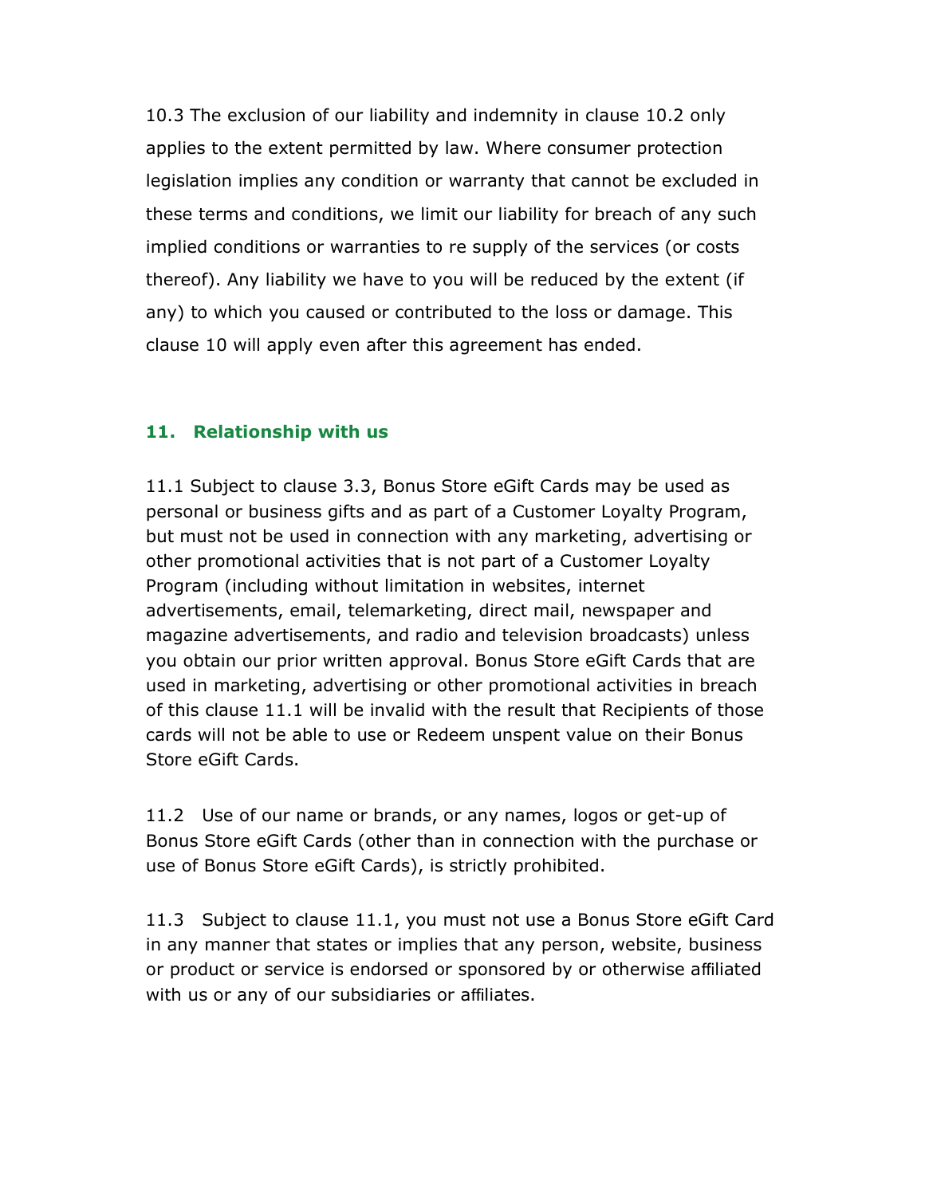10.3 The exclusion of our liability and indemnity in clause 10.2 only applies to the extent permitted by law. Where consumer protection legislation implies any condition or warranty that cannot be excluded in these terms and conditions, we limit our liability for breach of any such implied conditions or warranties to re supply of the services (or costs thereof). Any liability we have to you will be reduced by the extent (if any) to which you caused or contributed to the loss or damage. This clause 10 will apply even after this agreement has ended.

### 11. Relationship with us

11.1 Subject to clause 3.3, Bonus Store eGift Cards may be used as personal or business gifts and as part of a Customer Loyalty Program, but must not be used in connection with any marketing, advertising or other promotional activities that is not part of a Customer Loyalty Program (including without limitation in websites, internet advertisements, email, telemarketing, direct mail, newspaper and magazine advertisements, and radio and television broadcasts) unless you obtain our prior written approval. Bonus Store eGift Cards that are used in marketing, advertising or other promotional activities in breach of this clause 11.1 will be invalid with the result that Recipients of those cards will not be able to use or Redeem unspent value on their Bonus Store eGift Cards.

11.2 Use of our name or brands, or any names, logos or get-up of Bonus Store eGift Cards (other than in connection with the purchase or use of Bonus Store eGift Cards), is strictly prohibited.

11.3 Subject to clause 11.1, you must not use a Bonus Store eGift Card in any manner that states or implies that any person, website, business or product or service is endorsed or sponsored by or otherwise affiliated with us or any of our subsidiaries or affiliates.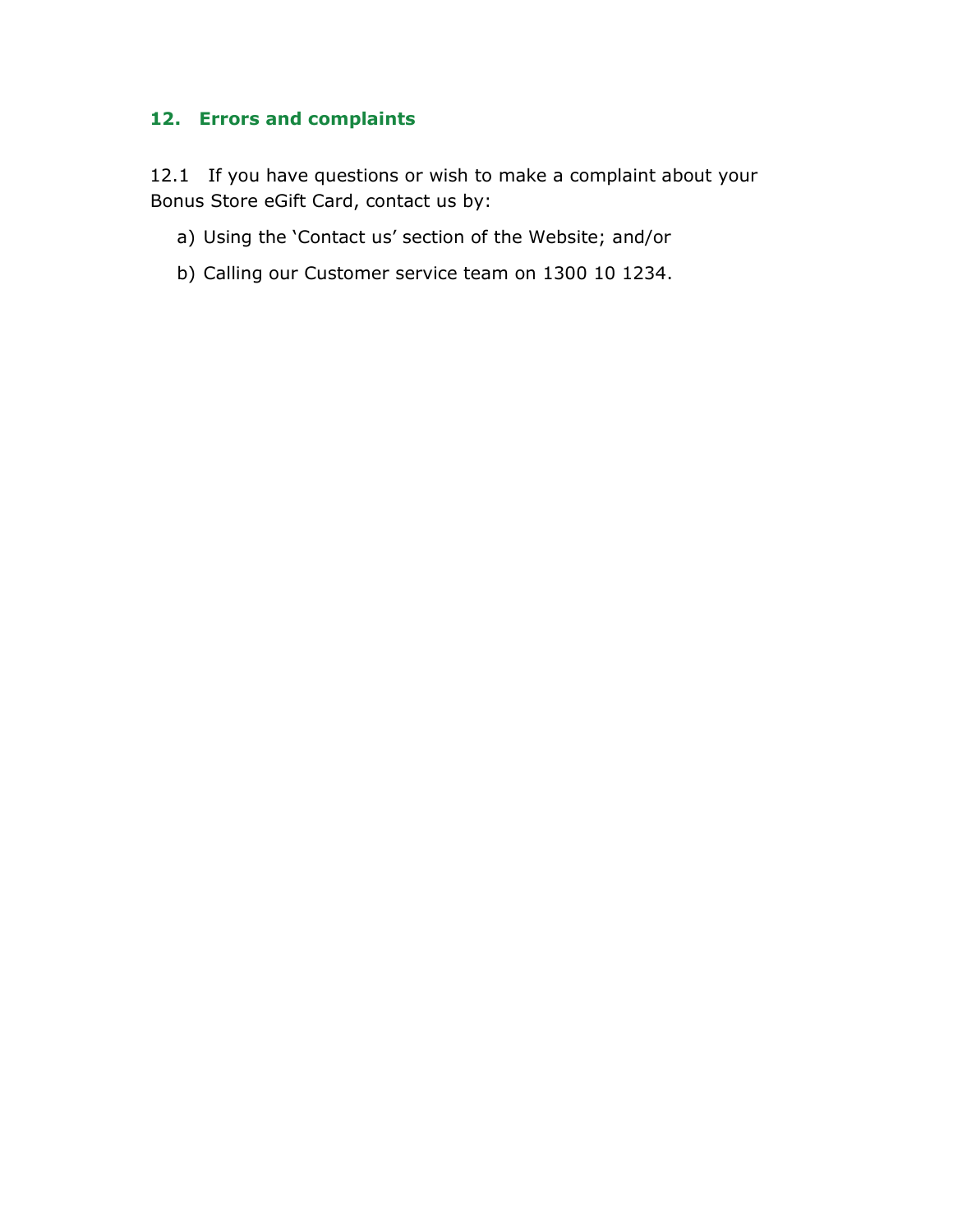## 12. Errors and complaints

12.1 If you have questions or wish to make a complaint about your Bonus Store eGift Card, contact us by:

a) Using the 'Contact us' section of the Website; and/or

b) Calling our Customer service team on 1300 10 1234.